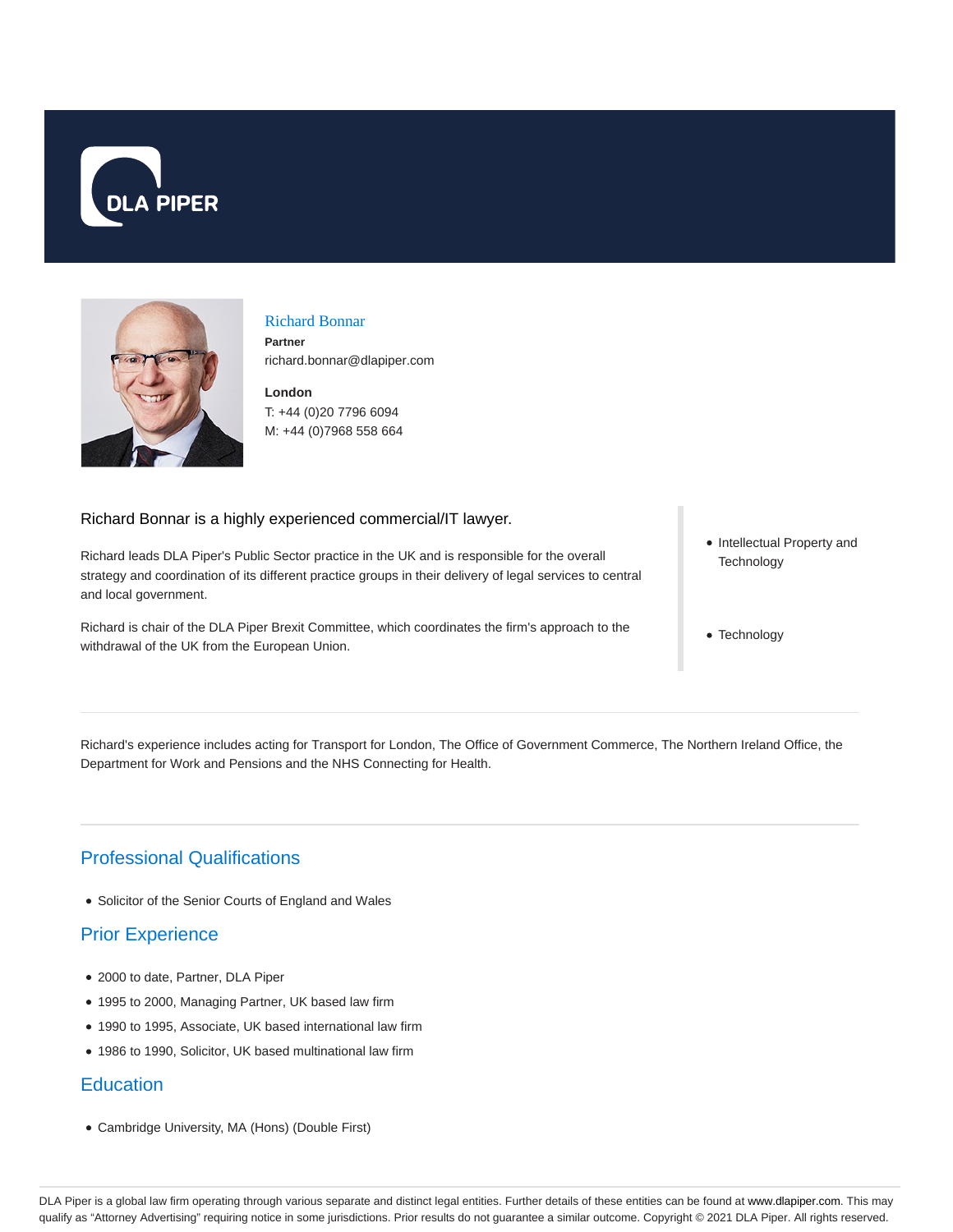DLA PIPER

# Richard Bonnar

**Partner**

richard.bonnar@dlapiper.com

**London**

T: +44 (0)20 7796 6094

M: +44 (0)7968 558 664

Richard Bonnar is a highly experienced commercial/IT lawyer.

Richard leads DLA Piper's Public Sector practice in the UK and is responsible for the overall strategy and coordination of its different practice groups in their delivery of legal services to central and local government.

Richard is chair of the DLA Piper Brexit Committee, which coordinates the firm's approach to the withdrawal of the UK from the European Union.

- Intellectual Property and Technology
- Technology

Richard's experience includes acting for Transport for London, The Office of Government Commerce, The Northern Ireland Office, the Department for Work and Pensions and the NHS Connecting for Health.

## Professional Qualifications

- Solicitor of the Senior Courts of England and Wales

## Prior Experience

- 2000 to date, Partner, DLA Piper
- 1995 to 2000, Managing Partner, UK based law firm
- 1990 to 1995, Associate, UK based international law firm
- 1986 to 1990, Solicitor, UK based multinational law firm

## Education

- Cambridge University, MA (Hons) (Double First)

DLA Piper is a global law firm operating through various separate and distinct legal entities. Further details of these entities can be found at www.dlapiper.com. This may qualify as "Attorney Advertising" requiring notice in some jurisdictions. Prior results do not guarantee a similar outcome. Copyright © 2021 DLA Piper. All rights reserved.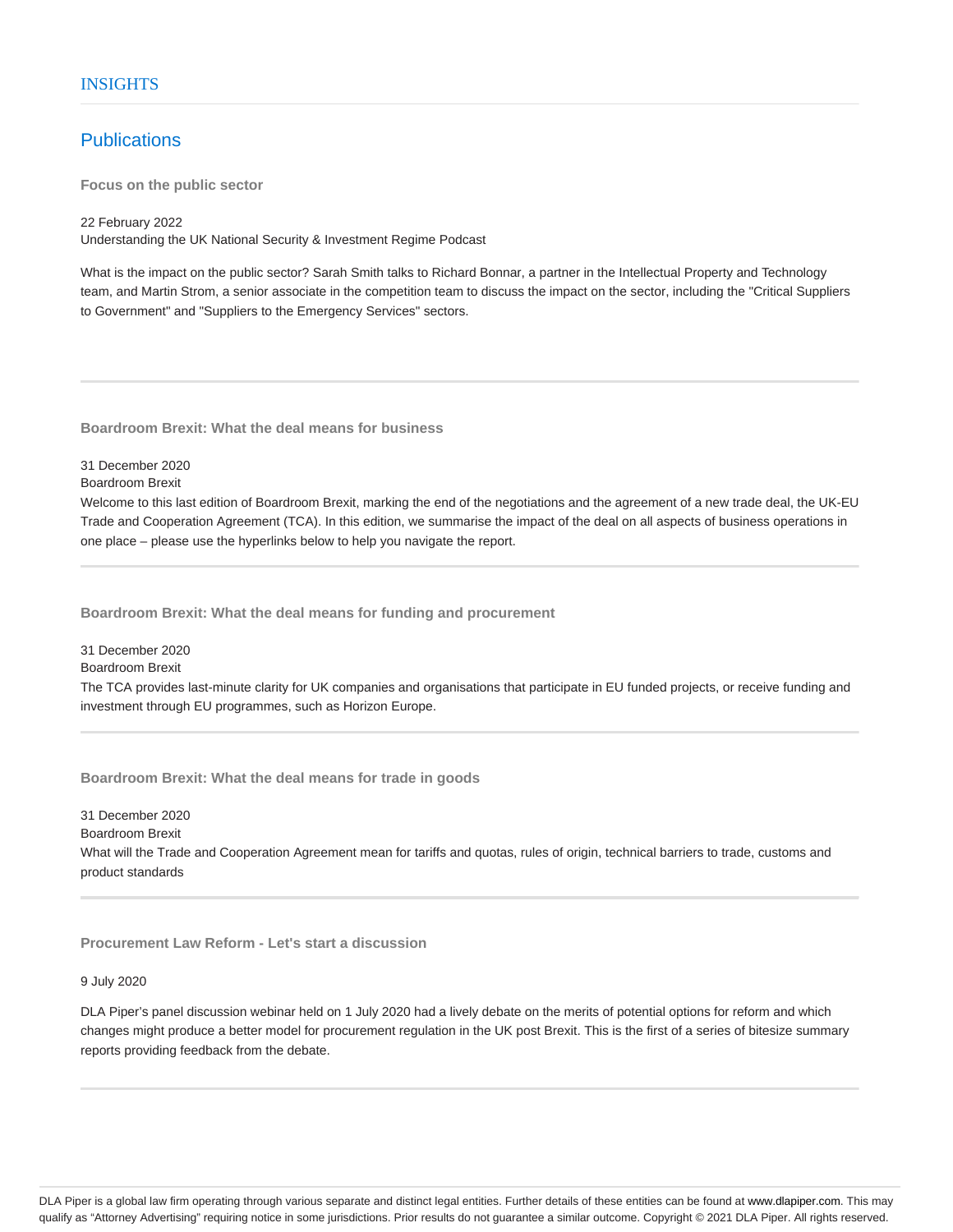# INSIGHTS

## Publications

### Focus on the public sector

22 February 2022
Understanding the UK National Security & Investment Regime Podcast

What is the impact on the public sector? Sarah Smith talks to Richard Bonnar, a partner in the Intellectual Property and Technology team, and Martin Strom, a senior associate in the competition team to discuss the impact on the sector, including the "Critical Suppliers to Government" and "Suppliers to the Emergency Services" sectors.

---

### Boardroom Brexit: What the deal means for business

31 December 2020
Boardroom Brexit
Welcome to this last edition of Boardroom Brexit, marking the end of the negotiations and the agreement of a new trade deal, the UK-EU Trade and Cooperation Agreement (TCA). In this edition, we summarise the impact of the deal on all aspects of business operations in one place – please use the hyperlinks below to help you navigate the report.

---

### Boardroom Brexit: What the deal means for funding and procurement

31 December 2020
Boardroom Brexit
The TCA provides last-minute clarity for UK companies and organisations that participate in EU funded projects, or receive funding and investment through EU programmes, such as Horizon Europe.

---

### Boardroom Brexit: What the deal means for trade in goods

31 December 2020
Boardroom Brexit
What will the Trade and Cooperation Agreement mean for tariffs and quotas, rules of origin, technical barriers to trade, customs and product standards

---

### Procurement Law Reform - Let's start a discussion

9 July 2020

DLA Piper's panel discussion webinar held on 1 July 2020 had a lively debate on the merits of potential options for reform and which changes might produce a better model for procurement regulation in the UK post Brexit. This is the first of a series of bitesize summary reports providing feedback from the debate.

---

DLA Piper is a global law firm operating through various separate and distinct legal entities. Further details of these entities can be found at www.dlapiper.com. This may qualify as "Attorney Advertising" requiring notice in some jurisdictions. Prior results do not guarantee a similar outcome. Copyright © 2021 DLA Piper. All rights reserved.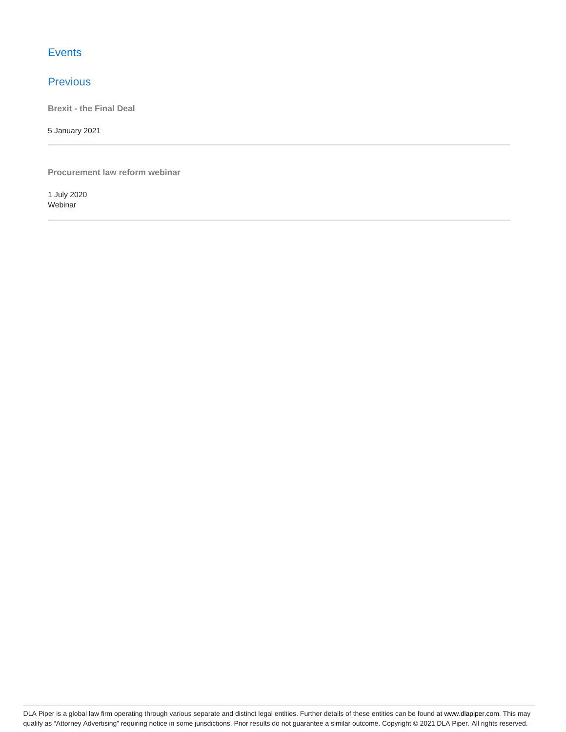## Events

### Previous

**Brexit - the Final Deal**

5 January 2021

**Procurement law reform webinar**

1 July 2020
Webinar